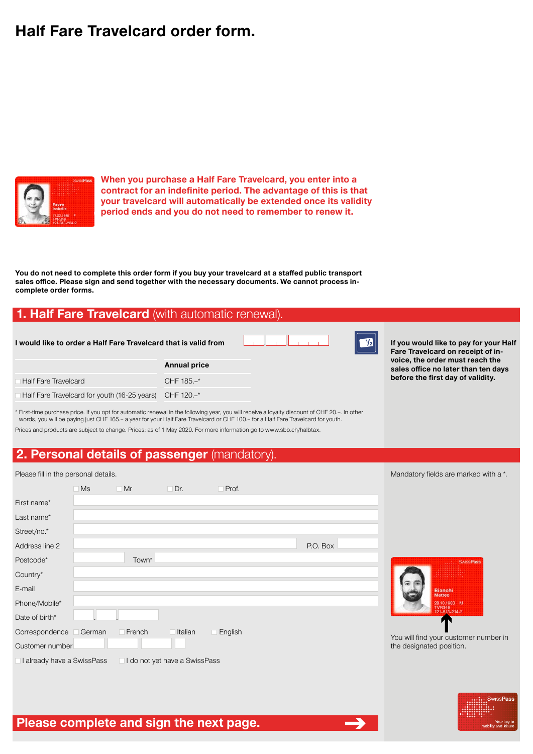# Half Fare Travelcard order form.

**When you purchase a Half Fare Travelcard, you enter into a contract for an indefinite period. The advantage of this is that your travelcard will automatically be extended once its validity period ends and you do not need to remember to renew it.**

**You do not need to complete this order form if you buy your travelcard at a staffed public transport sales office. Please sign and send together with the necessary documents. We cannot process incomplete order forms.**

## 1. Half Fare Travelcard (with automatic renewal).

**I would like to order a Half Fare Travelcard that is valid from** ___ . ___ . ______

| | **Annual price** |
|---|---|
| ☐ Half Fare Travelcard | CHF 185.–* |
| ☐ Half Fare Travelcard for youth (16-25 years) | CHF 120.–* |

* First-time purchase price. If you opt for automatic renewal in the following year, you will receive a loyalty discount of CHF 20.–. In other words, you will be paying just CHF 165.– a year for your Half Fare Travelcard or CHF 100.– for a Half Fare Travelcard for youth.

Prices and products are subject to change. Prices: as of 1 May 2020. For more information go to www.sbb.ch/halbtax.

**If you would like to pay for your Half Fare Travelcard on receipt of invoice, the order must reach the sales office no later than ten days before the first day of validity.**

## 2. Personal details of passenger (mandatory).

Please fill in the personal details.

Mandatory fields are marked with a *.

☐ Ms ☐ Mr ☐ Dr. ☐ Prof.

First name*

Last name*

Street/no.*

Address line 2 P.O. Box

Postcode* Town*

Country*

E-mail

Phone/Mobile*

Date of birth*

Correspondence ☐ German ☐ French ☐ Italian ☐ English

Customer number

☐ I already have a SwissPass ☐ I do not yet have a SwissPass

You will find your customer number in the designated position.

**Please complete and sign the next page.**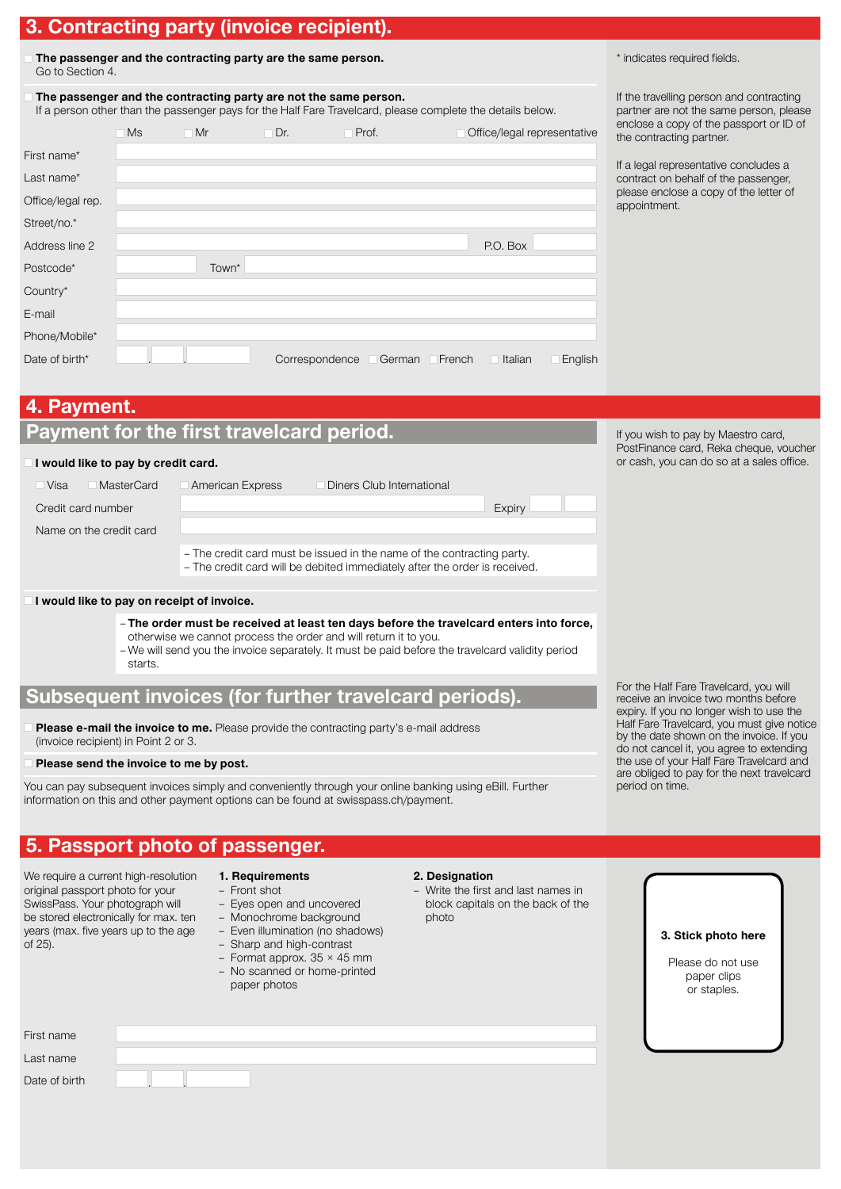## 3. Contracting party (invoice recipient).

* indicates required fields.

☐ **The passenger and the contracting party are the same person.**
Go to Section 4.

☐ **The passenger and the contracting party are not the same person.**
If a person other than the passenger pays for the Half Fare Travelcard, please complete the details below.

If the travelling person and contracting partner are not the same person, please enclose a copy of the passport or ID of the contracting partner.

If a legal representative concludes a contract on behalf of the passenger, please enclose a copy of the letter of appointment.

☐ Ms ☐ Mr ☐ Dr. ☐ Prof. ☐ Office/legal representative

First name*

Last name*

Office/legal rep.

Street/no.*

Address line 2 P.O. Box

Postcode* Town*

Country*

E-mail

Phone/Mobile*

Date of birth* . . Correspondence ☐ German ☐ French ☐ Italian ☐ English

## 4. Payment.

### Payment for the first travelcard period.

If you wish to pay by Maestro card, PostFinance card, Reka cheque, voucher or cash, you can do so at a sales office.

☐ **I would like to pay by credit card.**

☐ Visa ☐ MasterCard ☐ American Express ☐ Diners Club International

Credit card number Expiry

Name on the credit card

- The credit card must be issued in the name of the contracting party.
- The credit card will be debited immediately after the order is received.

☐ **I would like to pay on receipt of invoice.**

- **The order must be received at least ten days before the travelcard enters into force,** otherwise we cannot process the order and will return it to you.
- We will send you the invoice separately. It must be paid before the travelcard validity period starts.

### Subsequent invoices (for further travelcard periods).

For the Half Fare Travelcard, you will receive an invoice two months before expiry. If you no longer wish to use the Half Fare Travelcard, you must give notice by the date shown on the invoice. If you do not cancel it, you agree to extending the use of your Half Fare Travelcard and are obliged to pay for the next travelcard period on time.

☐ **Please e-mail the invoice to me.** Please provide the contracting party's e-mail address (invoice recipient) in Point 2 or 3.

☐ **Please send the invoice to me by post.**

You can pay subsequent invoices simply and conveniently through your online banking using eBill. Further information on this and other payment options can be found at swisspass.ch/payment.

## 5. Passport photo of passenger.

We require a current high-resolution original passport photo for your SwissPass. Your photograph will be stored electronically for max. ten years (max. five years up to the age of 25).

**1. Requirements**
- Front shot
- Eyes open and uncovered
- Monochrome background
- Even illumination (no shadows)
- Sharp and high-contrast
- Format approx. 35 × 45 mm
- No scanned or home-printed paper photos

**2. Designation**
- Write the first and last names in block capitals on the back of the photo

**3. Stick photo here**

Please do not use paper clips or staples.

First name

Last name

Date of birth . .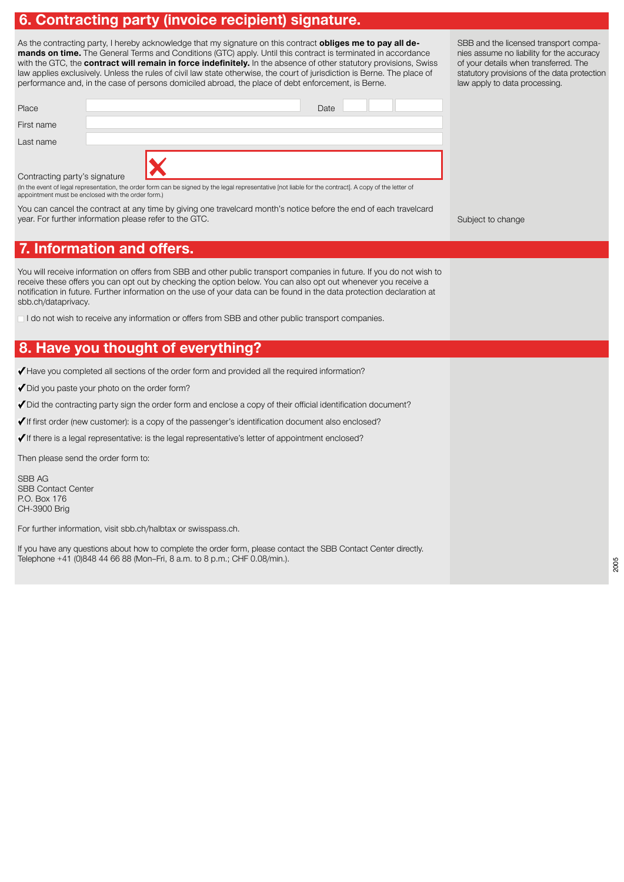## 6. Contracting party (invoice recipient) signature.

As the contracting party, I hereby acknowledge that my signature on this contract **obliges me to pay all demands on time.** The General Terms and Conditions (GTC) apply. Until this contract is terminated in accordance with the GTC, the **contract will remain in force indefinitely.** In the absence of other statutory provisions, Swiss law applies exclusively. Unless the rules of civil law state otherwise, the court of jurisdiction is Berne. The place of performance and, in the case of persons domiciled abroad, the place of debt enforcement, is Berne.

SBB and the licensed transport companies assume no liability for the accuracy of your details when transferred. The statutory provisions of the data protection law apply to data processing.

Place _______________ Date ____ ____ ______

First name _______________

Last name _______________

Contracting party's signature ✗ _______________

(In the event of legal representation, the order form can be signed by the legal representative [not liable for the contract]. A copy of the letter of appointment must be enclosed with the order form.)

You can cancel the contract at any time by giving one travelcard month's notice before the end of each travelcard year. For further information please refer to the GTC.

Subject to change

## 7. Information and offers.

You will receive information on offers from SBB and other public transport companies in future. If you do not wish to receive these offers you can opt out by checking the option below. You can also opt out whenever you receive a notification in future. Further information on the use of your data can be found in the data protection declaration at sbb.ch/dataprivacy.

☐ I do not wish to receive any information or offers from SBB and other public transport companies.

## 8. Have you thought of everything?

✔ Have you completed all sections of the order form and provided all the required information?

✔ Did you paste your photo on the order form?

✔ Did the contracting party sign the order form and enclose a copy of their official identification document?

✔ If first order (new customer): is a copy of the passenger's identification document also enclosed?

✔ If there is a legal representative: is the legal representative's letter of appointment enclosed?

Then please send the order form to:

SBB AG
SBB Contact Center
P.O. Box 176
CH-3900 Brig

For further information, visit sbb.ch/halbtax or swisspass.ch.

If you have any questions about how to complete the order form, please contact the SBB Contact Center directly. Telephone +41 (0)848 44 66 88 (Mon–Fri, 8 a.m. to 8 p.m.; CHF 0.08/min.).

2005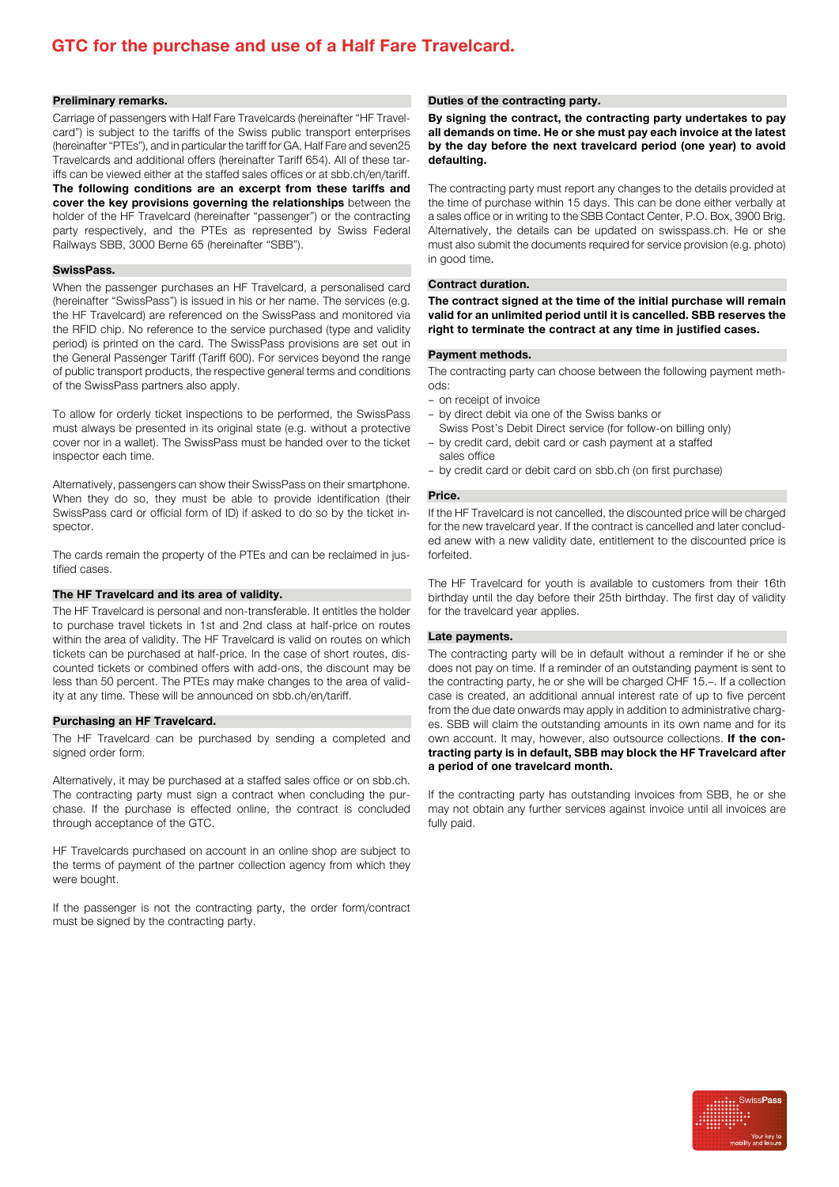# GTC for the purchase and use of a Half Fare Travelcard.

## Preliminary remarks.

Carriage of passengers with Half Fare Travelcards (hereinafter "HF Travelcard") is subject to the tariffs of the Swiss public transport enterprises (hereinafter "PTEs"), and in particular the tariff for GA, Half Fare and seven25 Travelcards and additional offers (hereinafter Tariff 654). All of these tariffs can be viewed either at the staffed sales offices or at sbb.ch/en/tariff. **The following conditions are an excerpt from these tariffs and cover the key provisions governing the relationships** between the holder of the HF Travelcard (hereinafter "passenger") or the contracting party respectively, and the PTEs as represented by Swiss Federal Railways SBB, 3000 Berne 65 (hereinafter "SBB").

## SwissPass.

When the passenger purchases an HF Travelcard, a personalised card (hereinafter "SwissPass") is issued in his or her name. The services (e.g. the HF Travelcard) are referenced on the SwissPass and monitored via the RFID chip. No reference to the service purchased (type and validity period) is printed on the card. The SwissPass provisions are set out in the General Passenger Tariff (Tariff 600). For services beyond the range of public transport products, the respective general terms and conditions of the SwissPass partners also apply.

To allow for orderly ticket inspections to be performed, the SwissPass must always be presented in its original state (e.g. without a protective cover nor in a wallet). The SwissPass must be handed over to the ticket inspector each time.

Alternatively, passengers can show their SwissPass on their smartphone. When they do so, they must be able to provide identification (their SwissPass card or official form of ID) if asked to do so by the ticket inspector.

The cards remain the property of the PTEs and can be reclaimed in justified cases.

## The HF Travelcard and its area of validity.

The HF Travelcard is personal and non-transferable. It entitles the holder to purchase travel tickets in 1st and 2nd class at half-price on routes within the area of validity. The HF Travelcard is valid on routes on which tickets can be purchased at half-price. In the case of short routes, discounted tickets or combined offers with add-ons, the discount may be less than 50 percent. The PTEs may make changes to the area of validity at any time. These will be announced on sbb.ch/en/tariff.

## Purchasing an HF Travelcard.

The HF Travelcard can be purchased by sending a completed and signed order form.

Alternatively, it may be purchased at a staffed sales office or on sbb.ch. The contracting party must sign a contract when concluding the purchase. If the purchase is effected online, the contract is concluded through acceptance of the GTC.

HF Travelcards purchased on account in an online shop are subject to the terms of payment of the partner collection agency from which they were bought.

If the passenger is not the contracting party, the order form/contract must be signed by the contracting party.

## Duties of the contracting party.

**By signing the contract, the contracting party undertakes to pay all demands on time. He or she must pay each invoice at the latest by the day before the next travelcard period (one year) to avoid defaulting.**

The contracting party must report any changes to the details provided at the time of purchase within 15 days. This can be done either verbally at a sales office or in writing to the SBB Contact Center, P.O. Box, 3900 Brig. Alternatively, the details can be updated on swisspass.ch. He or she must also submit the documents required for service provision (e.g. photo) in good time.

## Contract duration.

**The contract signed at the time of the initial purchase will remain valid for an unlimited period until it is cancelled. SBB reserves the right to terminate the contract at any time in justified cases.**

## Payment methods.

The contracting party can choose between the following payment methods:

- on receipt of invoice
- by direct debit via one of the Swiss banks or Swiss Post's Debit Direct service (for follow-on billing only)
- by credit card, debit card or cash payment at a staffed sales office
- by credit card or debit card on sbb.ch (on first purchase)

## Price.

If the HF Travelcard is not cancelled, the discounted price will be charged for the new travelcard year. If the contract is cancelled and later concluded anew with a new validity date, entitlement to the discounted price is forfeited.

The HF Travelcard for youth is available to customers from their 16th birthday until the day before their 25th birthday. The first day of validity for the travelcard year applies.

## Late payments.

The contracting party will be in default without a reminder if he or she does not pay on time. If a reminder of an outstanding payment is sent to the contracting party, he or she will be charged CHF 15.–. If a collection case is created, an additional annual interest rate of up to five percent from the due date onwards may apply in addition to administrative charges. SBB will claim the outstanding amounts in its own name and for its own account. It may, however, also outsource collections. **If the contracting party is in default, SBB may block the HF Travelcard after a period of one travelcard month.**

If the contracting party has outstanding invoices from SBB, he or she may not obtain any further services against invoice until all invoices are fully paid.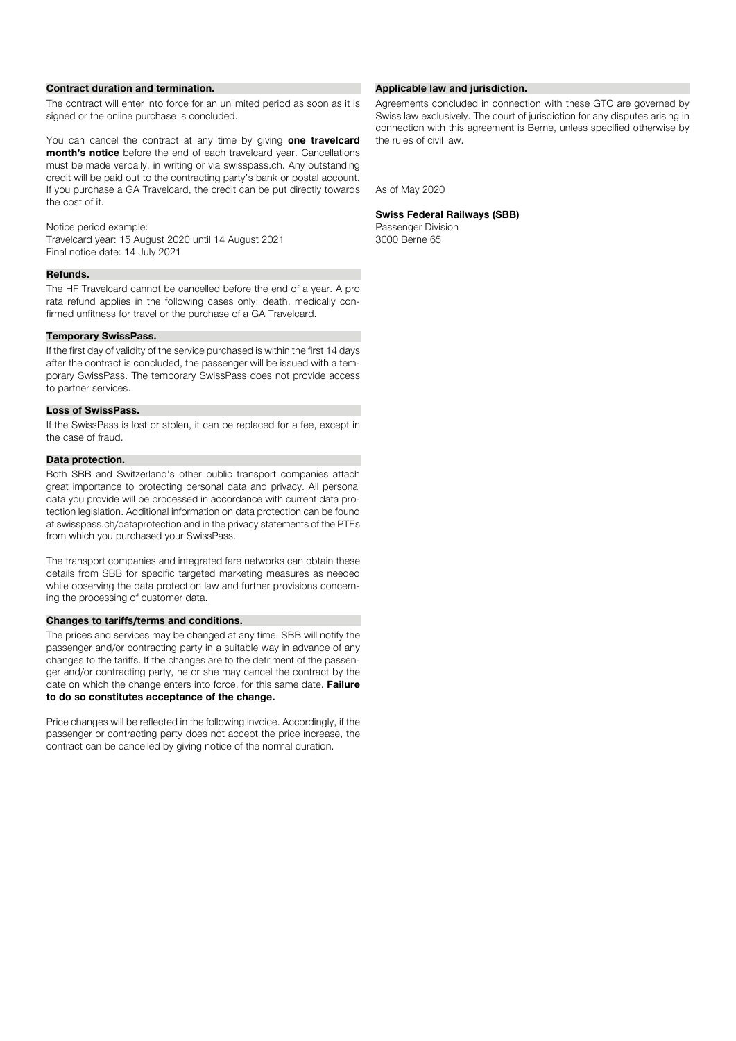### Contract duration and termination.

The contract will enter into force for an unlimited period as soon as it is signed or the online purchase is concluded.

You can cancel the contract at any time by giving **one travelcard month's notice** before the end of each travelcard year. Cancellations must be made verbally, in writing or via swisspass.ch. Any outstanding credit will be paid out to the contracting party's bank or postal account. If you purchase a GA Travelcard, the credit can be put directly towards the cost of it.

Notice period example:
Travelcard year: 15 August 2020 until 14 August 2021
Final notice date: 14 July 2021

### Refunds.

The HF Travelcard cannot be cancelled before the end of a year. A pro rata refund applies in the following cases only: death, medically confirmed unfitness for travel or the purchase of a GA Travelcard.

### Temporary SwissPass.

If the first day of validity of the service purchased is within the first 14 days after the contract is concluded, the passenger will be issued with a temporary SwissPass. The temporary SwissPass does not provide access to partner services.

### Loss of SwissPass.

If the SwissPass is lost or stolen, it can be replaced for a fee, except in the case of fraud.

### Data protection.

Both SBB and Switzerland's other public transport companies attach great importance to protecting personal data and privacy. All personal data you provide will be processed in accordance with current data protection legislation. Additional information on data protection can be found at swisspass.ch/dataprotection and in the privacy statements of the PTEs from which you purchased your SwissPass.

The transport companies and integrated fare networks can obtain these details from SBB for specific targeted marketing measures as needed while observing the data protection law and further provisions concerning the processing of customer data.

### Changes to tariffs/terms and conditions.

The prices and services may be changed at any time. SBB will notify the passenger and/or contracting party in a suitable way in advance of any changes to the tariffs. If the changes are to the detriment of the passenger and/or contracting party, he or she may cancel the contract by the date on which the change enters into force, for this same date. **Failure to do so constitutes acceptance of the change.**

Price changes will be reflected in the following invoice. Accordingly, if the passenger or contracting party does not accept the price increase, the contract can be cancelled by giving notice of the normal duration.

### Applicable law and jurisdiction.

Agreements concluded in connection with these GTC are governed by Swiss law exclusively. The court of jurisdiction for any disputes arising in connection with this agreement is Berne, unless specified otherwise by the rules of civil law.

As of May 2020

**Swiss Federal Railways (SBB)**
Passenger Division
3000 Berne 65